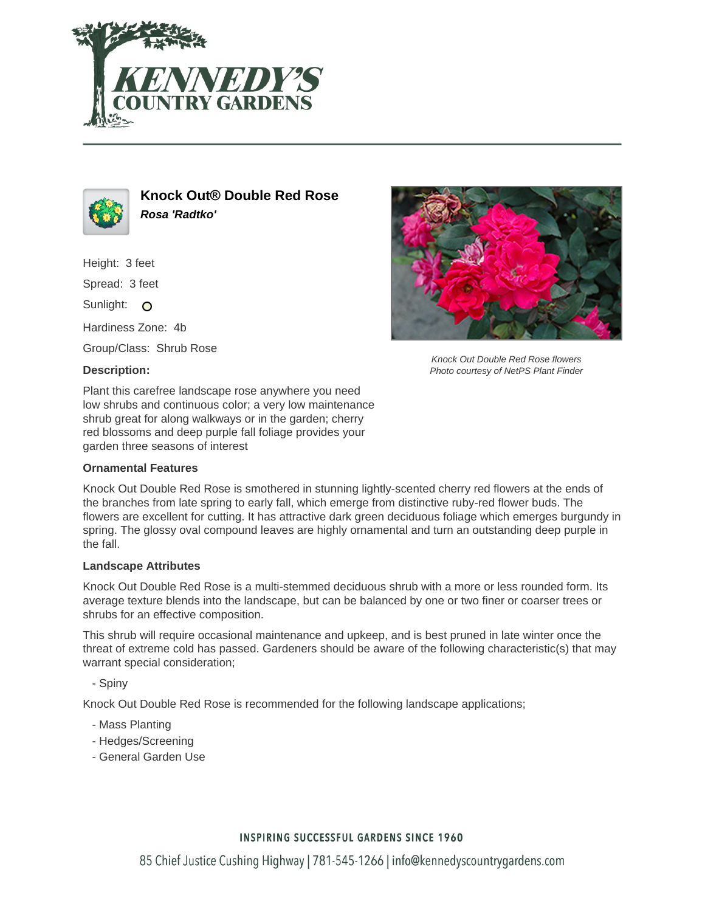# Knock Out® Double Red Rose

***Rosa 'Radtko'***

Height: 3 feet

Spread: 3 feet

Sunlight: O

Hardiness Zone: 4b

Group/Class: Shrub Rose

*Knock Out Double Red Rose flowers*
*Photo courtesy of NetPS Plant Finder*

**Description:**

Plant this carefree landscape rose anywhere you need low shrubs and continuous color; a very low maintenance shrub great for along walkways or in the garden; cherry red blossoms and deep purple fall foliage provides your garden three seasons of interest

### Ornamental Features

Knock Out Double Red Rose is smothered in stunning lightly-scented cherry red flowers at the ends of the branches from late spring to early fall, which emerge from distinctive ruby-red flower buds. The flowers are excellent for cutting. It has attractive dark green deciduous foliage which emerges burgundy in spring. The glossy oval compound leaves are highly ornamental and turn an outstanding deep purple in the fall.

### Landscape Attributes

Knock Out Double Red Rose is a multi-stemmed deciduous shrub with a more or less rounded form. Its average texture blends into the landscape, but can be balanced by one or two finer or coarser trees or shrubs for an effective composition.

This shrub will require occasional maintenance and upkeep, and is best pruned in late winter once the threat of extreme cold has passed. Gardeners should be aware of the following characteristic(s) that may warrant special consideration;

- Spiny

Knock Out Double Red Rose is recommended for the following landscape applications;

- Mass Planting
- Hedges/Screening
- General Garden Use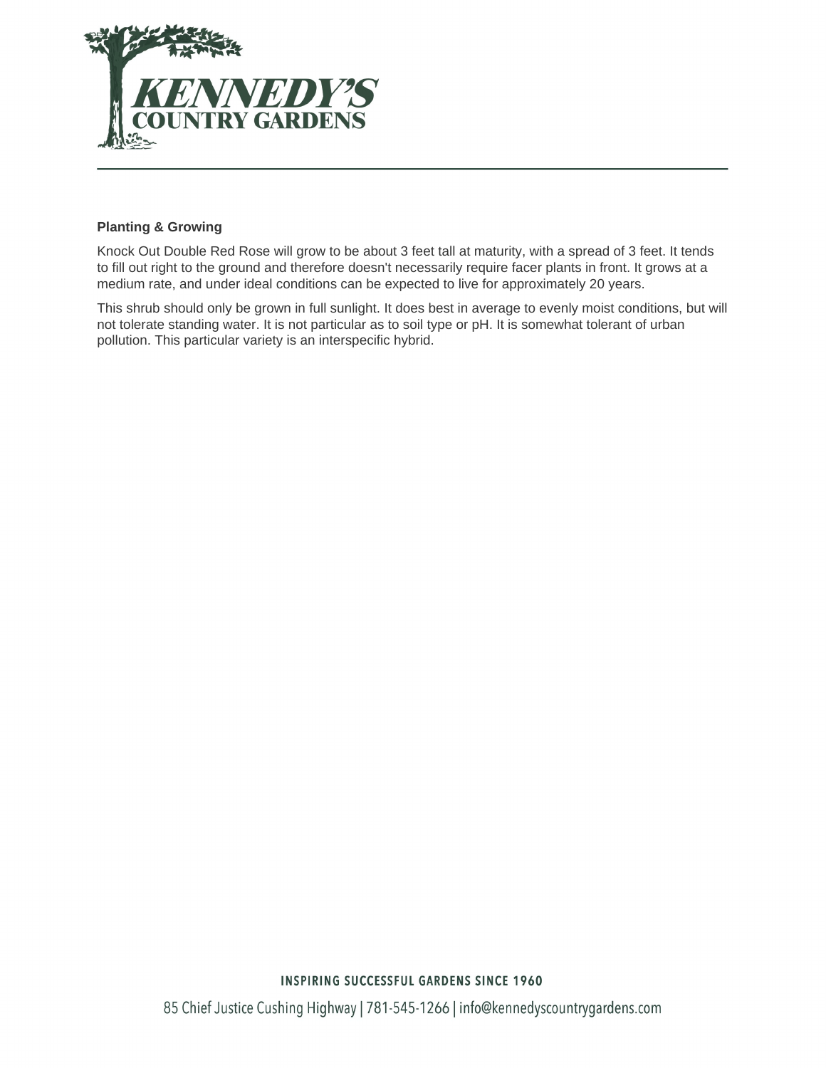**Planting & Growing**

Knock Out Double Red Rose will grow to be about 3 feet tall at maturity, with a spread of 3 feet. It tends to fill out right to the ground and therefore doesn't necessarily require facer plants in front. It grows at a medium rate, and under ideal conditions can be expected to live for approximately 20 years.

This shrub should only be grown in full sunlight. It does best in average to evenly moist conditions, but will not tolerate standing water. It is not particular as to soil type or pH. It is somewhat tolerant of urban pollution. This particular variety is an interspecific hybrid.